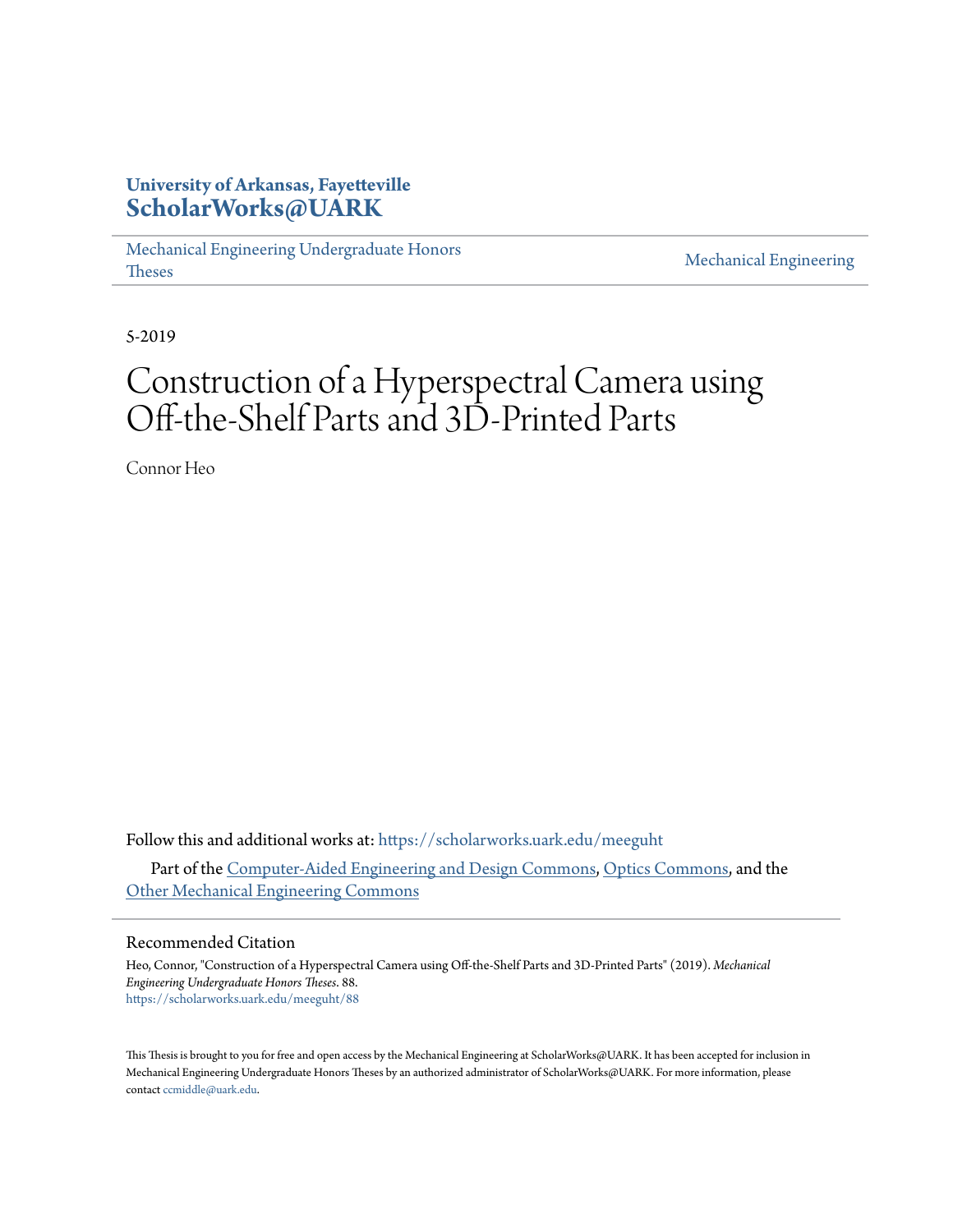University of Arkansas, Fayetteville
**ScholarWorks@UARK**

Mechanical Engineering Undergraduate Honors Theses | Mechanical Engineering

5-2019

# Construction of a Hyperspectral Camera using Off-the-Shelf Parts and 3D-Printed Parts

Connor Heo

Follow this and additional works at: https://scholarworks.uark.edu/meeguht

Part of the Computer-Aided Engineering and Design Commons, Optics Commons, and the Other Mechanical Engineering Commons

## Recommended Citation

Heo, Connor, "Construction of a Hyperspectral Camera using Off-the-Shelf Parts and 3D-Printed Parts" (2019). *Mechanical Engineering Undergraduate Honors Theses*. 88.
https://scholarworks.uark.edu/meeguht/88

This Thesis is brought to you for free and open access by the Mechanical Engineering at ScholarWorks@UARK. It has been accepted for inclusion in Mechanical Engineering Undergraduate Honors Theses by an authorized administrator of ScholarWorks@UARK. For more information, please contact ccmiddle@uark.edu.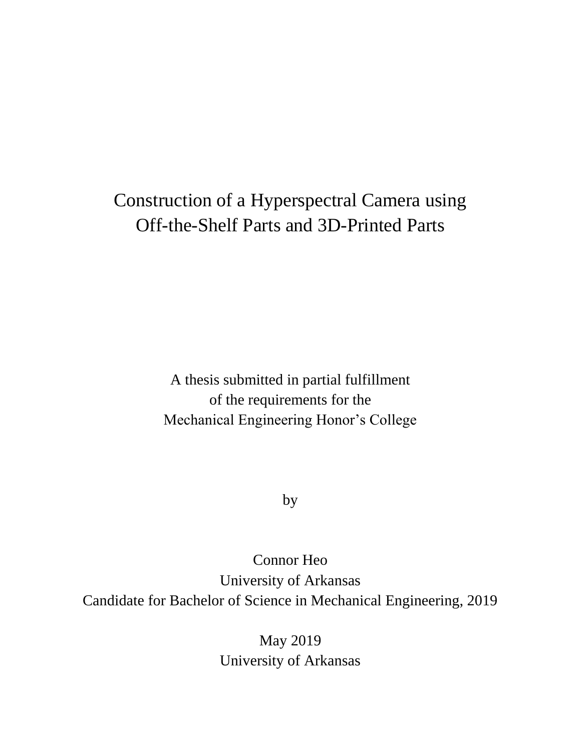# Construction of a Hyperspectral Camera using Off-the-Shelf Parts and 3D-Printed Parts

A thesis submitted in partial fulfillment
of the requirements for the
Mechanical Engineering Honor's College

by

Connor Heo
University of Arkansas
Candidate for Bachelor of Science in Mechanical Engineering, 2019

May 2019
University of Arkansas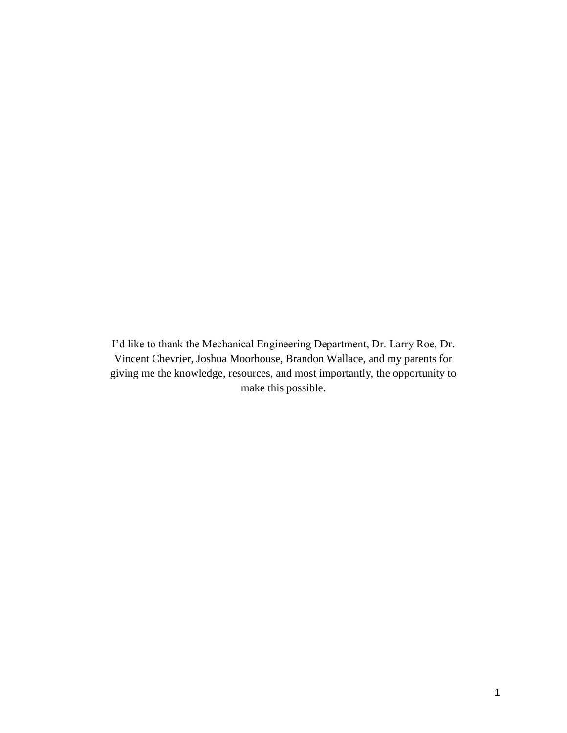I'd like to thank the Mechanical Engineering Department, Dr. Larry Roe, Dr. Vincent Chevrier, Joshua Moorhouse, Brandon Wallace, and my parents for giving me the knowledge, resources, and most importantly, the opportunity to make this possible.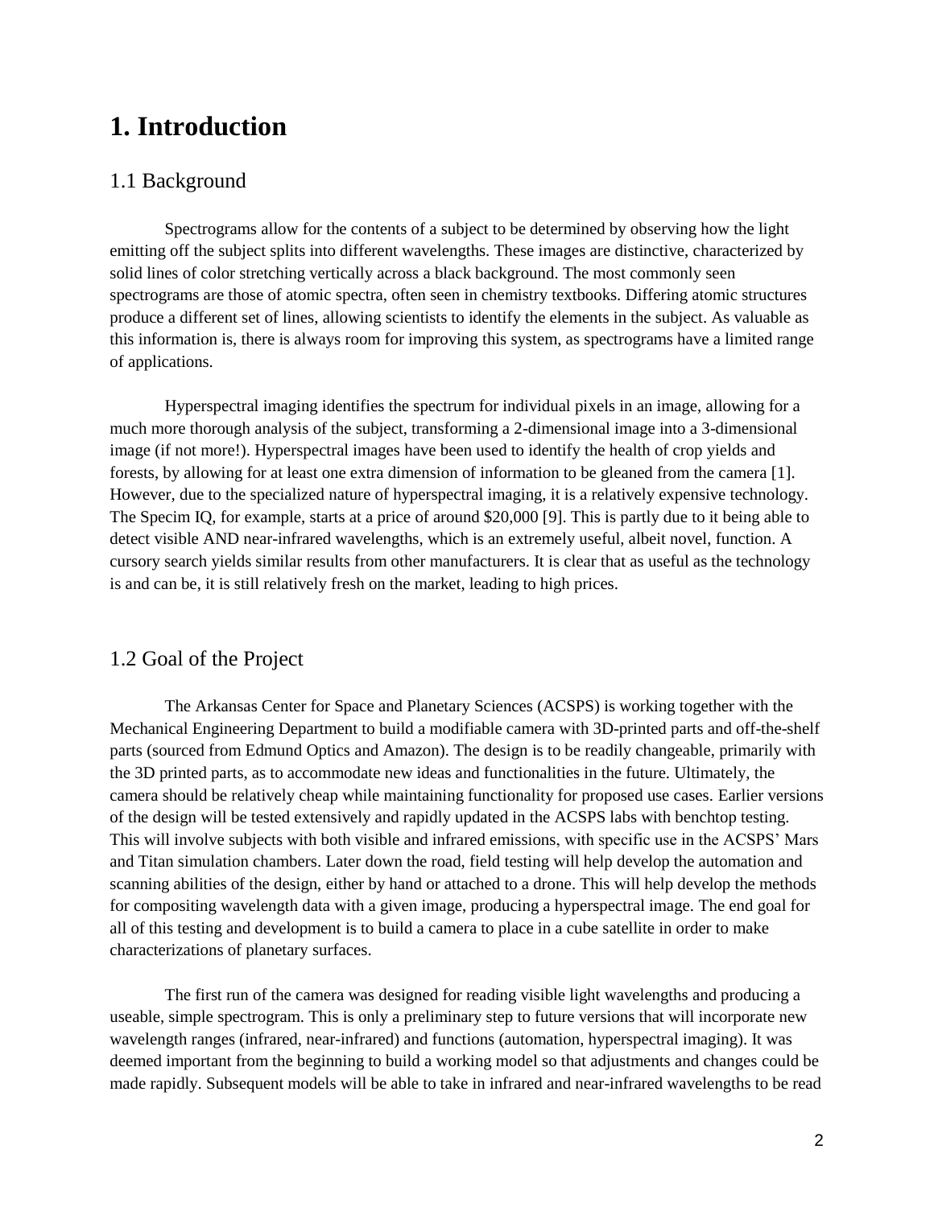# 1. Introduction

## 1.1 Background

Spectrograms allow for the contents of a subject to be determined by observing how the light emitting off the subject splits into different wavelengths. These images are distinctive, characterized by solid lines of color stretching vertically across a black background. The most commonly seen spectrograms are those of atomic spectra, often seen in chemistry textbooks. Differing atomic structures produce a different set of lines, allowing scientists to identify the elements in the subject. As valuable as this information is, there is always room for improving this system, as spectrograms have a limited range of applications.

Hyperspectral imaging identifies the spectrum for individual pixels in an image, allowing for a much more thorough analysis of the subject, transforming a 2-dimensional image into a 3-dimensional image (if not more!). Hyperspectral images have been used to identify the health of crop yields and forests, by allowing for at least one extra dimension of information to be gleaned from the camera [1]. However, due to the specialized nature of hyperspectral imaging, it is a relatively expensive technology. The Specim IQ, for example, starts at a price of around $20,000 [9]. This is partly due to it being able to detect visible AND near-infrared wavelengths, which is an extremely useful, albeit novel, function. A cursory search yields similar results from other manufacturers. It is clear that as useful as the technology is and can be, it is still relatively fresh on the market, leading to high prices.

## 1.2 Goal of the Project

The Arkansas Center for Space and Planetary Sciences (ACSPS) is working together with the Mechanical Engineering Department to build a modifiable camera with 3D-printed parts and off-the-shelf parts (sourced from Edmund Optics and Amazon). The design is to be readily changeable, primarily with the 3D printed parts, as to accommodate new ideas and functionalities in the future. Ultimately, the camera should be relatively cheap while maintaining functionality for proposed use cases. Earlier versions of the design will be tested extensively and rapidly updated in the ACSPS labs with benchtop testing. This will involve subjects with both visible and infrared emissions, with specific use in the ACSPS' Mars and Titan simulation chambers. Later down the road, field testing will help develop the automation and scanning abilities of the design, either by hand or attached to a drone. This will help develop the methods for compositing wavelength data with a given image, producing a hyperspectral image. The end goal for all of this testing and development is to build a camera to place in a cube satellite in order to make characterizations of planetary surfaces.

The first run of the camera was designed for reading visible light wavelengths and producing a useable, simple spectrogram. This is only a preliminary step to future versions that will incorporate new wavelength ranges (infrared, near-infrared) and functions (automation, hyperspectral imaging). It was deemed important from the beginning to build a working model so that adjustments and changes could be made rapidly. Subsequent models will be able to take in infrared and near-infrared wavelengths to be read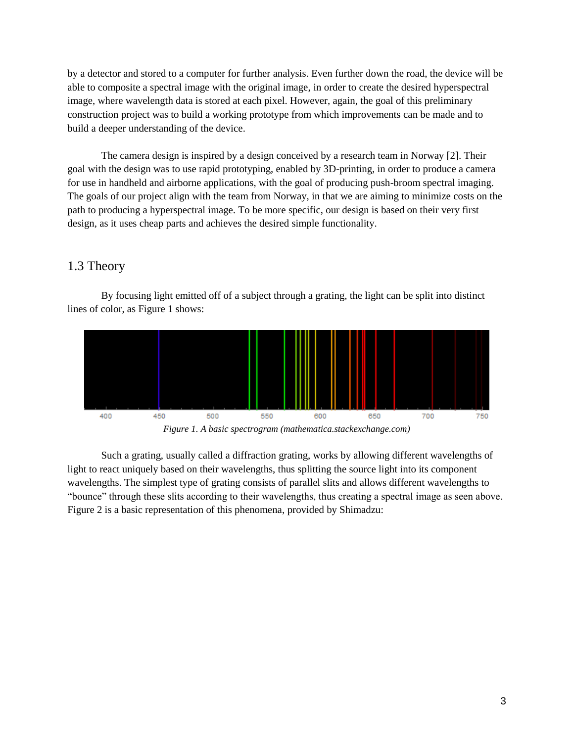by a detector and stored to a computer for further analysis. Even further down the road, the device will be able to composite a spectral image with the original image, in order to create the desired hyperspectral image, where wavelength data is stored at each pixel. However, again, the goal of this preliminary construction project was to build a working prototype from which improvements can be made and to build a deeper understanding of the device.

The camera design is inspired by a design conceived by a research team in Norway [2]. Their goal with the design was to use rapid prototyping, enabled by 3D-printing, in order to produce a camera for use in handheld and airborne applications, with the goal of producing push-broom spectral imaging. The goals of our project align with the team from Norway, in that we are aiming to minimize costs on the path to producing a hyperspectral image. To be more specific, our design is based on their very first design, as it uses cheap parts and achieves the desired simple functionality.

## 1.3 Theory

By focusing light emitted off of a subject through a grating, the light can be split into distinct lines of color, as Figure 1 shows:

*Figure 1. A basic spectrogram (mathematica.stackexchange.com)*

Such a grating, usually called a diffraction grating, works by allowing different wavelengths of light to react uniquely based on their wavelengths, thus splitting the source light into its component wavelengths. The simplest type of grating consists of parallel slits and allows different wavelengths to "bounce" through these slits according to their wavelengths, thus creating a spectral image as seen above. Figure 2 is a basic representation of this phenomena, provided by Shimadzu: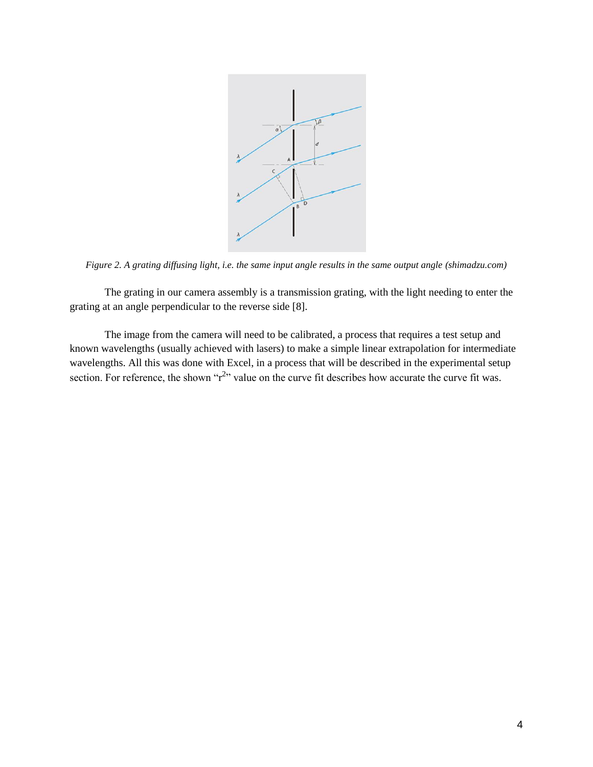*Figure 2. A grating diffusing light, i.e. the same input angle results in the same output angle (shimadzu.com)*

The grating in our camera assembly is a transmission grating, with the light needing to enter the grating at an angle perpendicular to the reverse side [8].

The image from the camera will need to be calibrated, a process that requires a test setup and known wavelengths (usually achieved with lasers) to make a simple linear extrapolation for intermediate wavelengths. All this was done with Excel, in a process that will be described in the experimental setup section. For reference, the shown "$r^2$" value on the curve fit describes how accurate the curve fit was.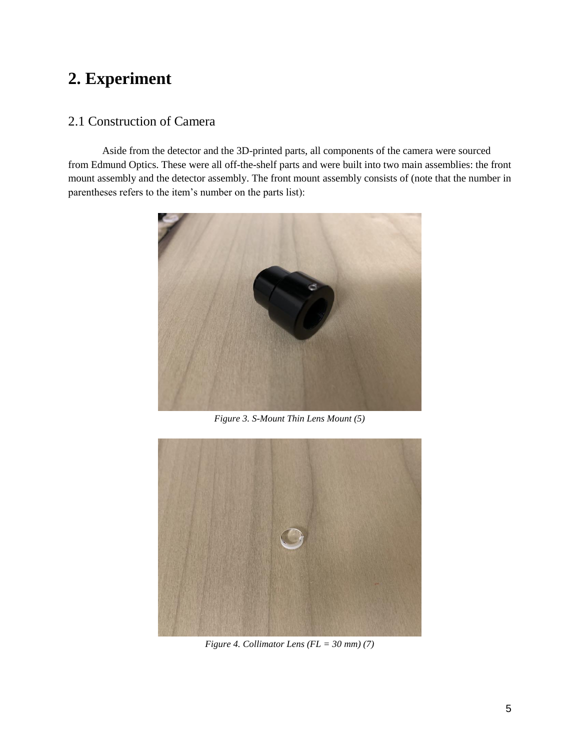# 2. Experiment

## 2.1 Construction of Camera

Aside from the detector and the 3D-printed parts, all components of the camera were sourced from Edmund Optics. These were all off-the-shelf parts and were built into two main assemblies: the front mount assembly and the detector assembly. The front mount assembly consists of (note that the number in parentheses refers to the item's number on the parts list):

*Figure 3. S-Mount Thin Lens Mount (5)*

*Figure 4. Collimator Lens (FL = 30 mm) (7)*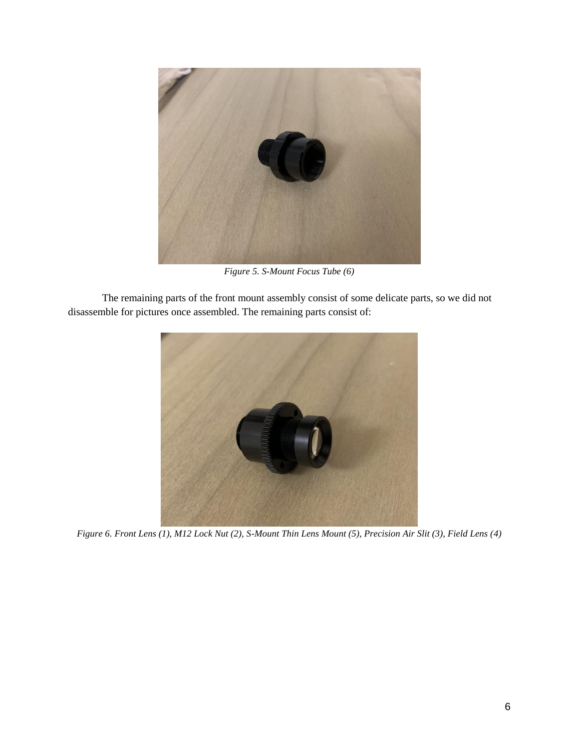*Figure 5. S-Mount Focus Tube (6)*

The remaining parts of the front mount assembly consist of some delicate parts, so we did not disassemble for pictures once assembled. The remaining parts consist of:

*Figure 6. Front Lens (1), M12 Lock Nut (2), S-Mount Thin Lens Mount (5), Precision Air Slit (3), Field Lens (4)*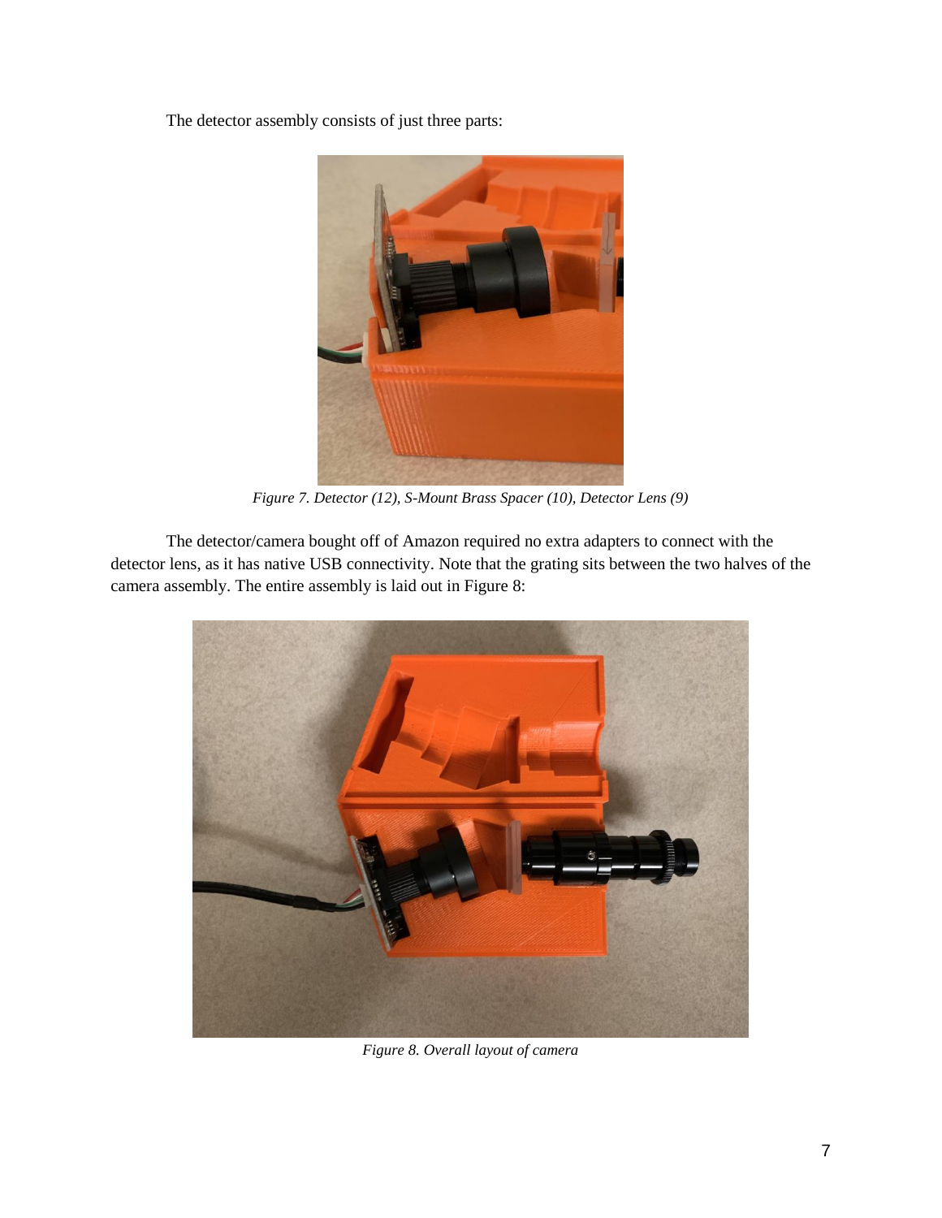The detector assembly consists of just three parts:

*Figure 7. Detector (12), S-Mount Brass Spacer (10), Detector Lens (9)*

The detector/camera bought off of Amazon required no extra adapters to connect with the detector lens, as it has native USB connectivity. Note that the grating sits between the two halves of the camera assembly. The entire assembly is laid out in Figure 8:

*Figure 8. Overall layout of camera*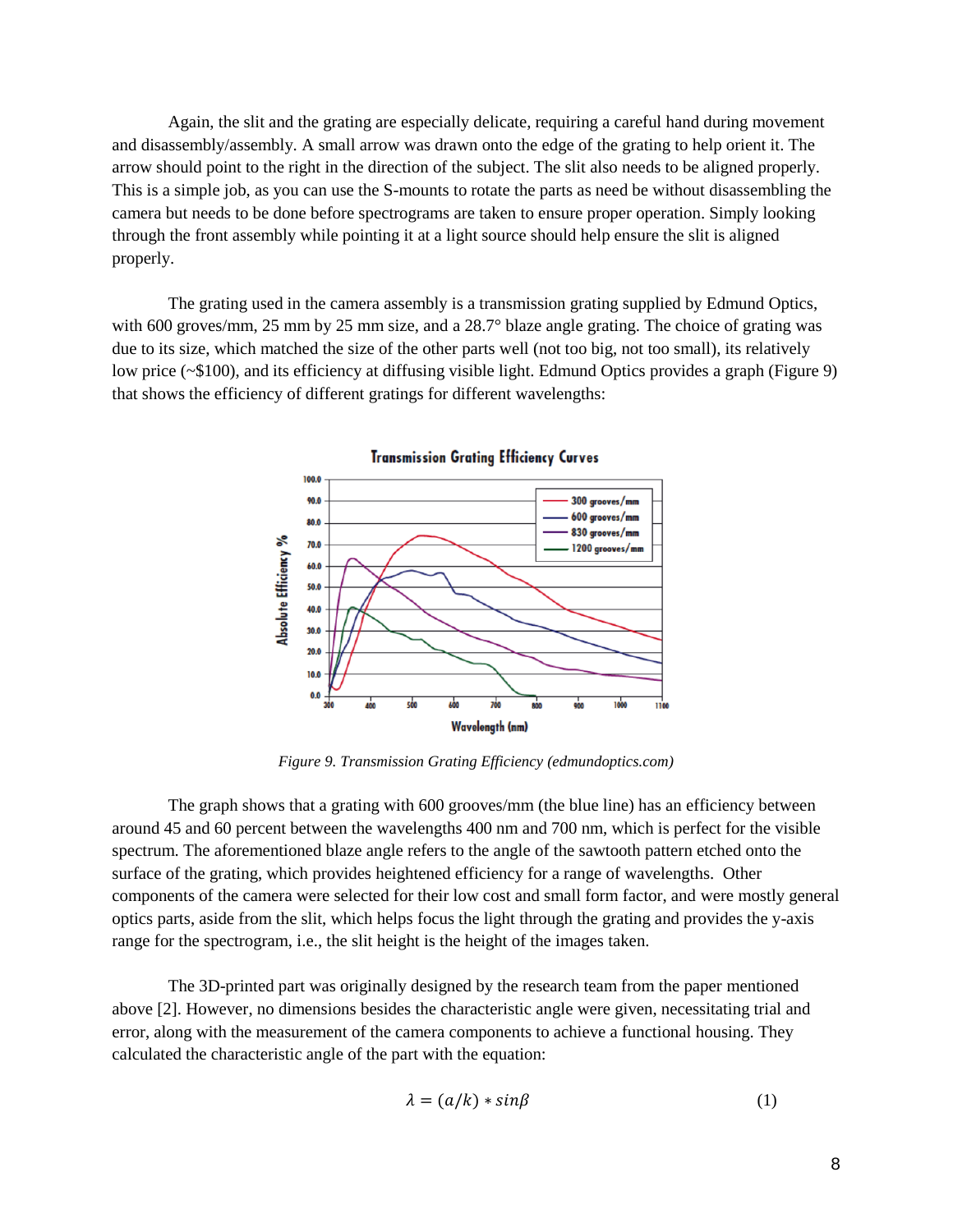Again, the slit and the grating are especially delicate, requiring a careful hand during movement and disassembly/assembly. A small arrow was drawn onto the edge of the grating to help orient it. The arrow should point to the right in the direction of the subject. The slit also needs to be aligned properly. This is a simple job, as you can use the S-mounts to rotate the parts as need be without disassembling the camera but needs to be done before spectrograms are taken to ensure proper operation. Simply looking through the front assembly while pointing it at a light source should help ensure the slit is aligned properly.

The grating used in the camera assembly is a transmission grating supplied by Edmund Optics, with 600 groves/mm, 25 mm by 25 mm size, and a 28.7° blaze angle grating. The choice of grating was due to its size, which matched the size of the other parts well (not too big, not too small), its relatively low price (~$100), and its efficiency at diffusing visible light. Edmund Optics provides a graph (Figure 9) that shows the efficiency of different gratings for different wavelengths:

*Figure 9. Transmission Grating Efficiency (edmundoptics.com)*

The graph shows that a grating with 600 grooves/mm (the blue line) has an efficiency between around 45 and 60 percent between the wavelengths 400 nm and 700 nm, which is perfect for the visible spectrum. The aforementioned blaze angle refers to the angle of the sawtooth pattern etched onto the surface of the grating, which provides heightened efficiency for a range of wavelengths. Other components of the camera were selected for their low cost and small form factor, and were mostly general optics parts, aside from the slit, which helps focus the light through the grating and provides the y-axis range for the spectrogram, i.e., the slit height is the height of the images taken.

The 3D-printed part was originally designed by the research team from the paper mentioned above [2]. However, no dimensions besides the characteristic angle were given, necessitating trial and error, along with the measurement of the camera components to achieve a functional housing. They calculated the characteristic angle of the part with the equation:

$$\lambda = (a/k) * sin\beta \tag{1}$$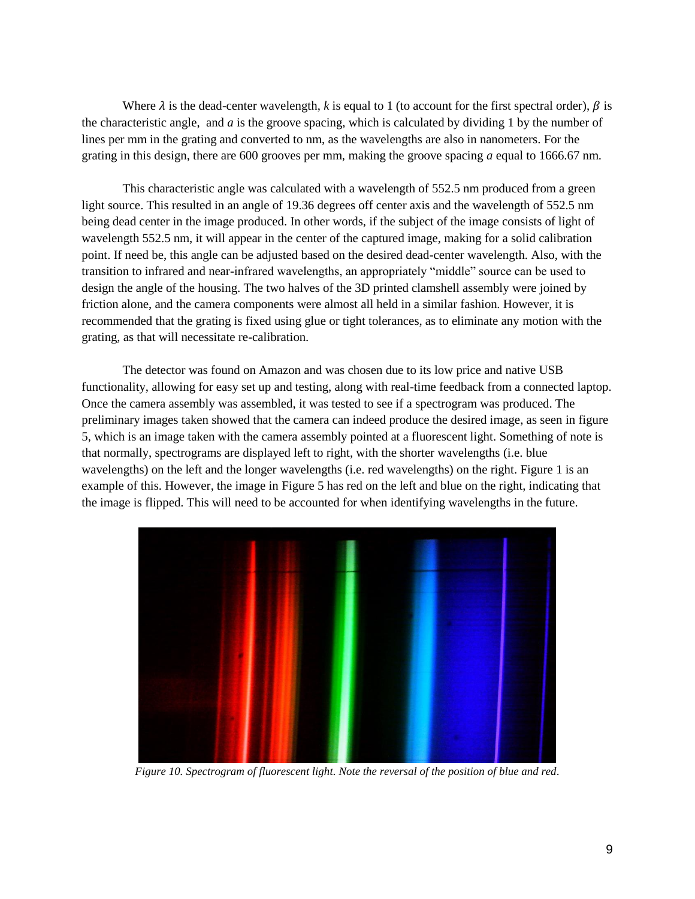Where $\lambda$ is the dead-center wavelength, $k$ is equal to 1 (to account for the first spectral order), $\beta$ is the characteristic angle, and $a$ is the groove spacing, which is calculated by dividing 1 by the number of lines per mm in the grating and converted to nm, as the wavelengths are also in nanometers. For the grating in this design, there are 600 grooves per mm, making the groove spacing $a$ equal to 1666.67 nm.

This characteristic angle was calculated with a wavelength of 552.5 nm produced from a green light source. This resulted in an angle of 19.36 degrees off center axis and the wavelength of 552.5 nm being dead center in the image produced. In other words, if the subject of the image consists of light of wavelength 552.5 nm, it will appear in the center of the captured image, making for a solid calibration point. If need be, this angle can be adjusted based on the desired dead-center wavelength. Also, with the transition to infrared and near-infrared wavelengths, an appropriately "middle" source can be used to design the angle of the housing. The two halves of the 3D printed clamshell assembly were joined by friction alone, and the camera components were almost all held in a similar fashion. However, it is recommended that the grating is fixed using glue or tight tolerances, as to eliminate any motion with the grating, as that will necessitate re-calibration.

The detector was found on Amazon and was chosen due to its low price and native USB functionality, allowing for easy set up and testing, along with real-time feedback from a connected laptop. Once the camera assembly was assembled, it was tested to see if a spectrogram was produced. The preliminary images taken showed that the camera can indeed produce the desired image, as seen in figure 5, which is an image taken with the camera assembly pointed at a fluorescent light. Something of note is that normally, spectrograms are displayed left to right, with the shorter wavelengths (i.e. blue wavelengths) on the left and the longer wavelengths (i.e. red wavelengths) on the right. Figure 1 is an example of this. However, the image in Figure 5 has red on the left and blue on the right, indicating that the image is flipped. This will need to be accounted for when identifying wavelengths in the future.

*Figure 10. Spectrogram of fluorescent light. Note the reversal of the position of blue and red.*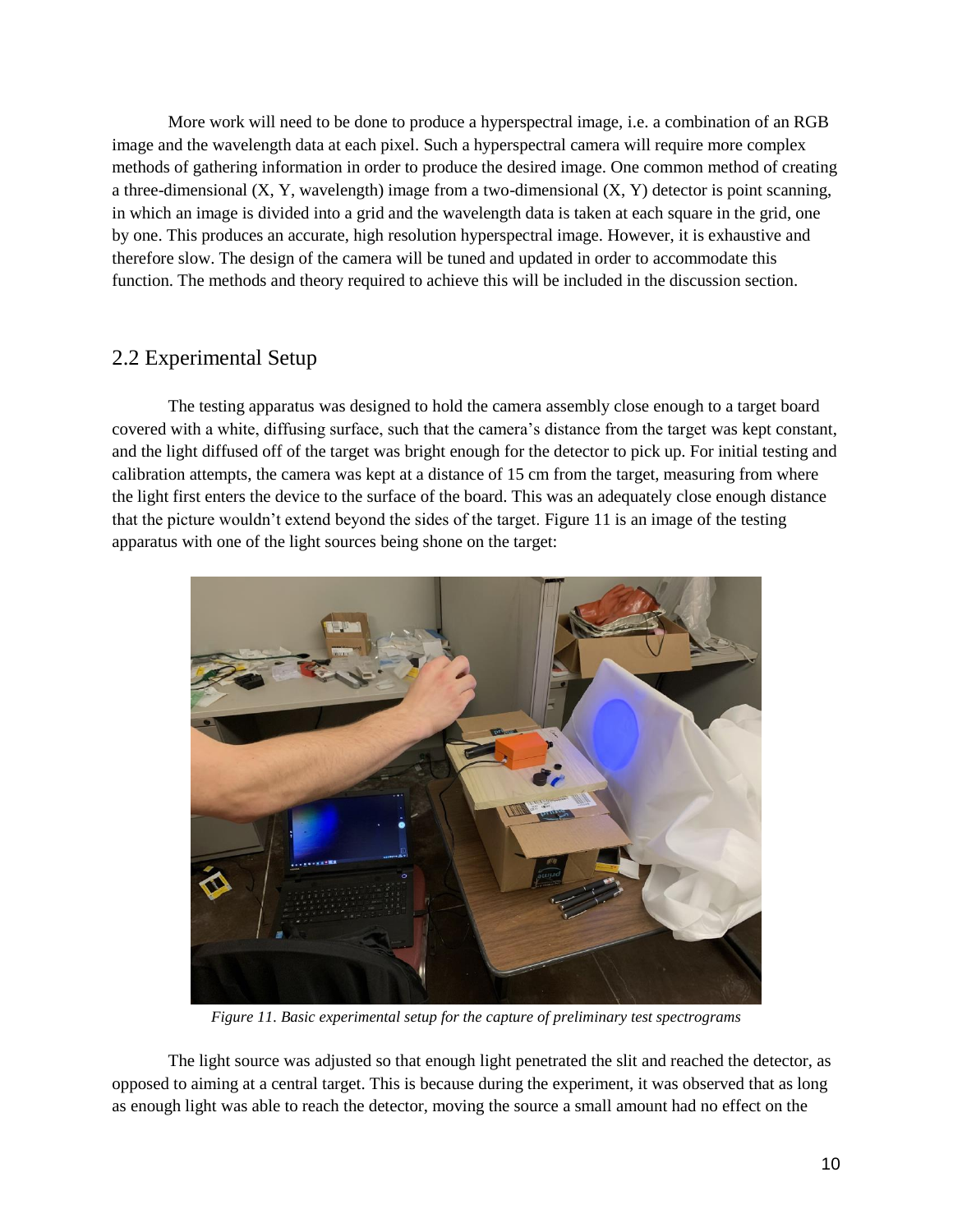More work will need to be done to produce a hyperspectral image, i.e. a combination of an RGB image and the wavelength data at each pixel. Such a hyperspectral camera will require more complex methods of gathering information in order to produce the desired image. One common method of creating a three-dimensional (X, Y, wavelength) image from a two-dimensional (X, Y) detector is point scanning, in which an image is divided into a grid and the wavelength data is taken at each square in the grid, one by one. This produces an accurate, high resolution hyperspectral image. However, it is exhaustive and therefore slow. The design of the camera will be tuned and updated in order to accommodate this function. The methods and theory required to achieve this will be included in the discussion section.

## 2.2 Experimental Setup

The testing apparatus was designed to hold the camera assembly close enough to a target board covered with a white, diffusing surface, such that the camera's distance from the target was kept constant, and the light diffused off of the target was bright enough for the detector to pick up. For initial testing and calibration attempts, the camera was kept at a distance of 15 cm from the target, measuring from where the light first enters the device to the surface of the board. This was an adequately close enough distance that the picture wouldn't extend beyond the sides of the target. Figure 11 is an image of the testing apparatus with one of the light sources being shone on the target:

*Figure 11. Basic experimental setup for the capture of preliminary test spectrograms*

The light source was adjusted so that enough light penetrated the slit and reached the detector, as opposed to aiming at a central target. This is because during the experiment, it was observed that as long as enough light was able to reach the detector, moving the source a small amount had no effect on the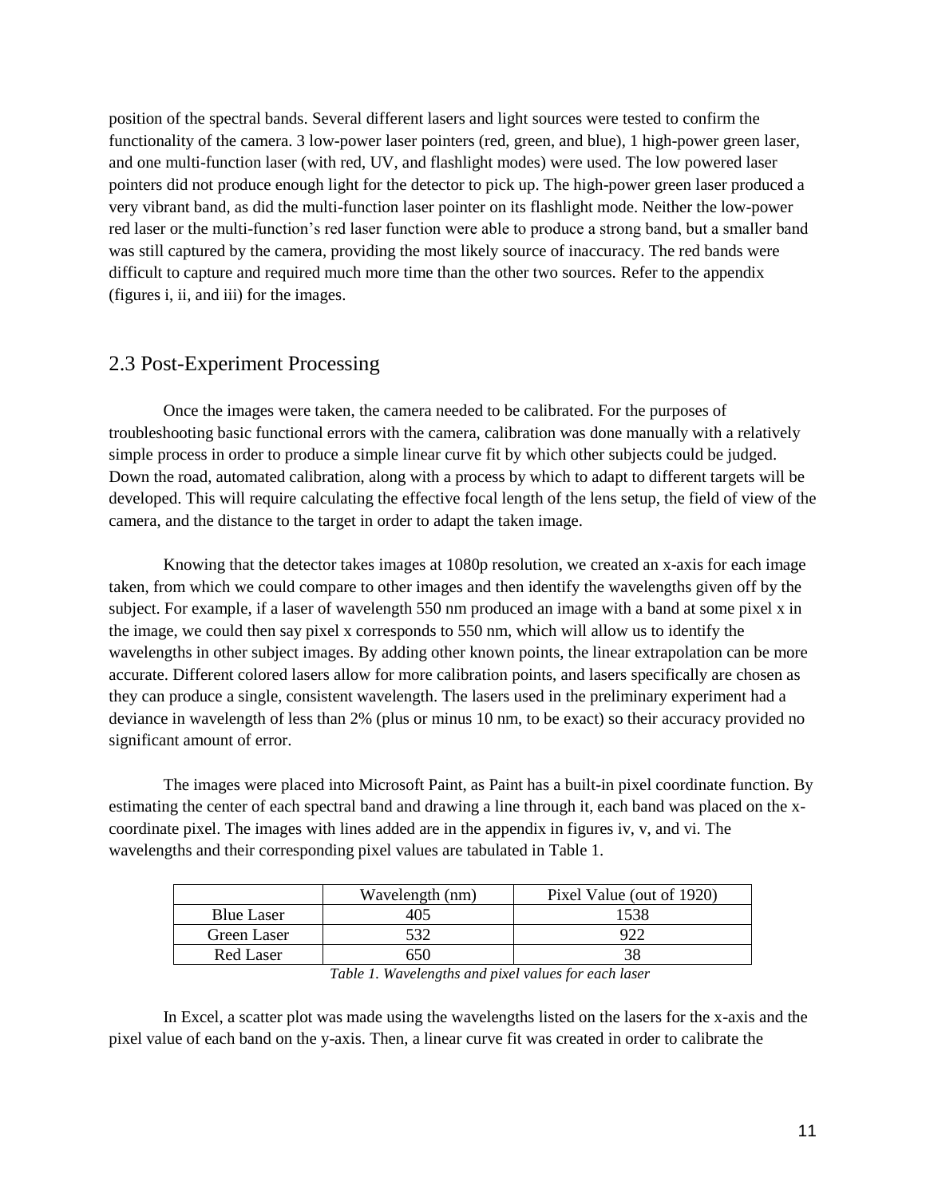position of the spectral bands. Several different lasers and light sources were tested to confirm the functionality of the camera. 3 low-power laser pointers (red, green, and blue), 1 high-power green laser, and one multi-function laser (with red, UV, and flashlight modes) were used. The low powered laser pointers did not produce enough light for the detector to pick up. The high-power green laser produced a very vibrant band, as did the multi-function laser pointer on its flashlight mode. Neither the low-power red laser or the multi-function's red laser function were able to produce a strong band, but a smaller band was still captured by the camera, providing the most likely source of inaccuracy. The red bands were difficult to capture and required much more time than the other two sources. Refer to the appendix (figures i, ii, and iii) for the images.

## 2.3 Post-Experiment Processing

Once the images were taken, the camera needed to be calibrated. For the purposes of troubleshooting basic functional errors with the camera, calibration was done manually with a relatively simple process in order to produce a simple linear curve fit by which other subjects could be judged. Down the road, automated calibration, along with a process by which to adapt to different targets will be developed. This will require calculating the effective focal length of the lens setup, the field of view of the camera, and the distance to the target in order to adapt the taken image.

Knowing that the detector takes images at 1080p resolution, we created an x-axis for each image taken, from which we could compare to other images and then identify the wavelengths given off by the subject. For example, if a laser of wavelength 550 nm produced an image with a band at some pixel x in the image, we could then say pixel x corresponds to 550 nm, which will allow us to identify the wavelengths in other subject images. By adding other known points, the linear extrapolation can be more accurate. Different colored lasers allow for more calibration points, and lasers specifically are chosen as they can produce a single, consistent wavelength. The lasers used in the preliminary experiment had a deviance in wavelength of less than 2% (plus or minus 10 nm, to be exact) so their accuracy provided no significant amount of error.

The images were placed into Microsoft Paint, as Paint has a built-in pixel coordinate function. By estimating the center of each spectral band and drawing a line through it, each band was placed on the x-coordinate pixel. The images with lines added are in the appendix in figures iv, v, and vi. The wavelengths and their corresponding pixel values are tabulated in Table 1.

| | Wavelength (nm) | Pixel Value (out of 1920) |
|---|---|---|
| Blue Laser | 405 | 1538 |
| Green Laser | 532 | 922 |
| Red Laser | 650 | 38 |

*Table 1. Wavelengths and pixel values for each laser*

In Excel, a scatter plot was made using the wavelengths listed on the lasers for the x-axis and the pixel value of each band on the y-axis. Then, a linear curve fit was created in order to calibrate the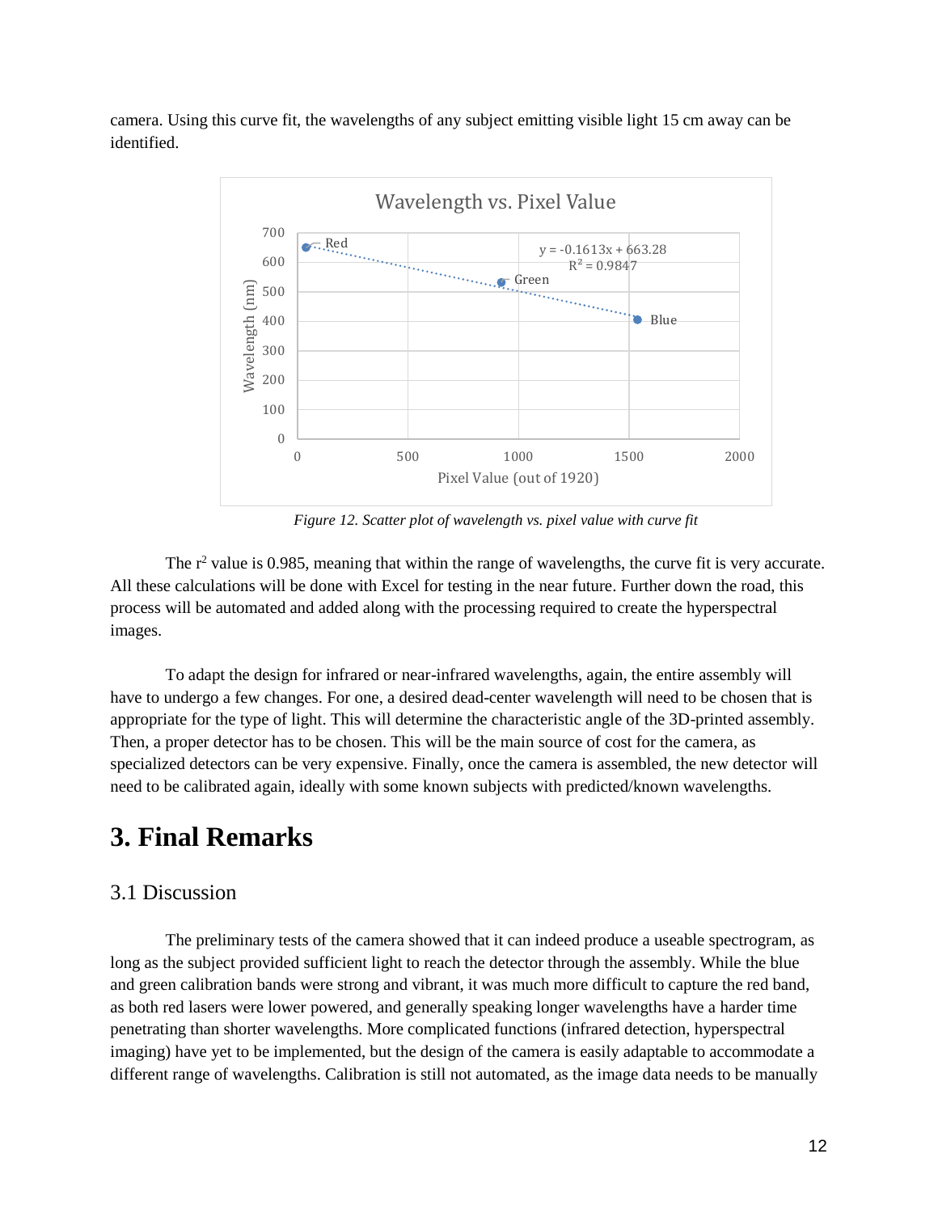camera. Using this curve fit, the wavelengths of any subject emitting visible light 15 cm away can be identified.

*Figure 12. Scatter plot of wavelength vs. pixel value with curve fit*

The $r^2$ value is 0.985, meaning that within the range of wavelengths, the curve fit is very accurate. All these calculations will be done with Excel for testing in the near future. Further down the road, this process will be automated and added along with the processing required to create the hyperspectral images.

To adapt the design for infrared or near-infrared wavelengths, again, the entire assembly will have to undergo a few changes. For one, a desired dead-center wavelength will need to be chosen that is appropriate for the type of light. This will determine the characteristic angle of the 3D-printed assembly. Then, a proper detector has to be chosen. This will be the main source of cost for the camera, as specialized detectors can be very expensive. Finally, once the camera is assembled, the new detector will need to be calibrated again, ideally with some known subjects with predicted/known wavelengths.

# 3. Final Remarks

## 3.1 Discussion

The preliminary tests of the camera showed that it can indeed produce a useable spectrogram, as long as the subject provided sufficient light to reach the detector through the assembly. While the blue and green calibration bands were strong and vibrant, it was much more difficult to capture the red band, as both red lasers were lower powered, and generally speaking longer wavelengths have a harder time penetrating than shorter wavelengths. More complicated functions (infrared detection, hyperspectral imaging) have yet to be implemented, but the design of the camera is easily adaptable to accommodate a different range of wavelengths. Calibration is still not automated, as the image data needs to be manually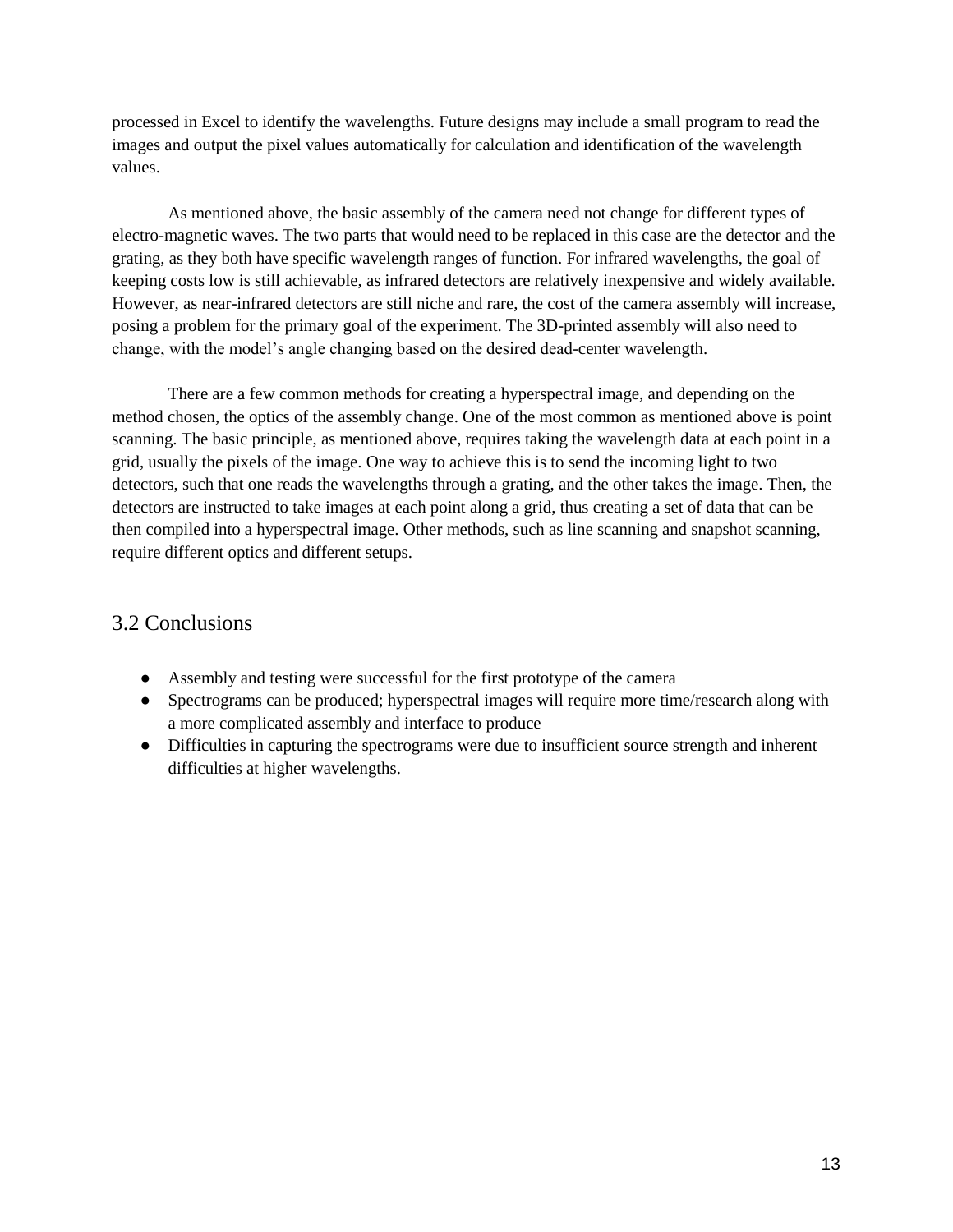processed in Excel to identify the wavelengths. Future designs may include a small program to read the images and output the pixel values automatically for calculation and identification of the wavelength values.

As mentioned above, the basic assembly of the camera need not change for different types of electro-magnetic waves. The two parts that would need to be replaced in this case are the detector and the grating, as they both have specific wavelength ranges of function. For infrared wavelengths, the goal of keeping costs low is still achievable, as infrared detectors are relatively inexpensive and widely available. However, as near-infrared detectors are still niche and rare, the cost of the camera assembly will increase, posing a problem for the primary goal of the experiment. The 3D-printed assembly will also need to change, with the model's angle changing based on the desired dead-center wavelength.

There are a few common methods for creating a hyperspectral image, and depending on the method chosen, the optics of the assembly change. One of the most common as mentioned above is point scanning. The basic principle, as mentioned above, requires taking the wavelength data at each point in a grid, usually the pixels of the image. One way to achieve this is to send the incoming light to two detectors, such that one reads the wavelengths through a grating, and the other takes the image. Then, the detectors are instructed to take images at each point along a grid, thus creating a set of data that can be then compiled into a hyperspectral image. Other methods, such as line scanning and snapshot scanning, require different optics and different setups.

## 3.2 Conclusions

- Assembly and testing were successful for the first prototype of the camera
- Spectrograms can be produced; hyperspectral images will require more time/research along with a more complicated assembly and interface to produce
- Difficulties in capturing the spectrograms were due to insufficient source strength and inherent difficulties at higher wavelengths.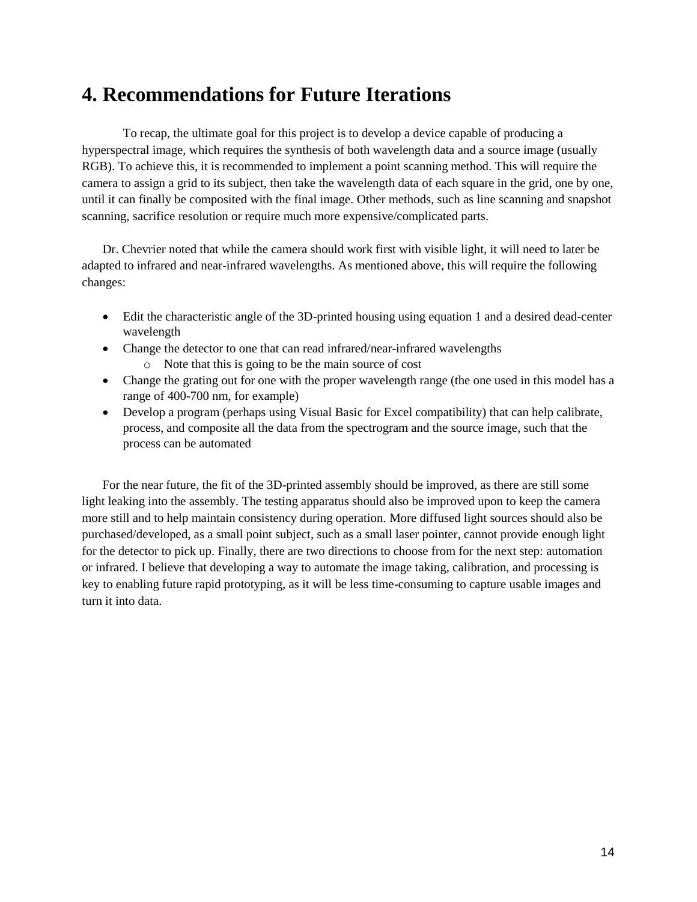# 4. Recommendations for Future Iterations

To recap, the ultimate goal for this project is to develop a device capable of producing a hyperspectral image, which requires the synthesis of both wavelength data and a source image (usually RGB). To achieve this, it is recommended to implement a point scanning method. This will require the camera to assign a grid to its subject, then take the wavelength data of each square in the grid, one by one, until it can finally be composited with the final image. Other methods, such as line scanning and snapshot scanning, sacrifice resolution or require much more expensive/complicated parts.

Dr. Chevrier noted that while the camera should work first with visible light, it will need to later be adapted to infrared and near-infrared wavelengths. As mentioned above, this will require the following changes:

- Edit the characteristic angle of the 3D-printed housing using equation 1 and a desired dead-center wavelength
- Change the detector to one that can read infrared/near-infrared wavelengths
  - Note that this is going to be the main source of cost
- Change the grating out for one with the proper wavelength range (the one used in this model has a range of 400-700 nm, for example)
- Develop a program (perhaps using Visual Basic for Excel compatibility) that can help calibrate, process, and composite all the data from the spectrogram and the source image, such that the process can be automated

For the near future, the fit of the 3D-printed assembly should be improved, as there are still some light leaking into the assembly. The testing apparatus should also be improved upon to keep the camera more still and to help maintain consistency during operation. More diffused light sources should also be purchased/developed, as a small point subject, such as a small laser pointer, cannot provide enough light for the detector to pick up. Finally, there are two directions to choose from for the next step: automation or infrared. I believe that developing a way to automate the image taking, calibration, and processing is key to enabling future rapid prototyping, as it will be less time-consuming to capture usable images and turn it into data.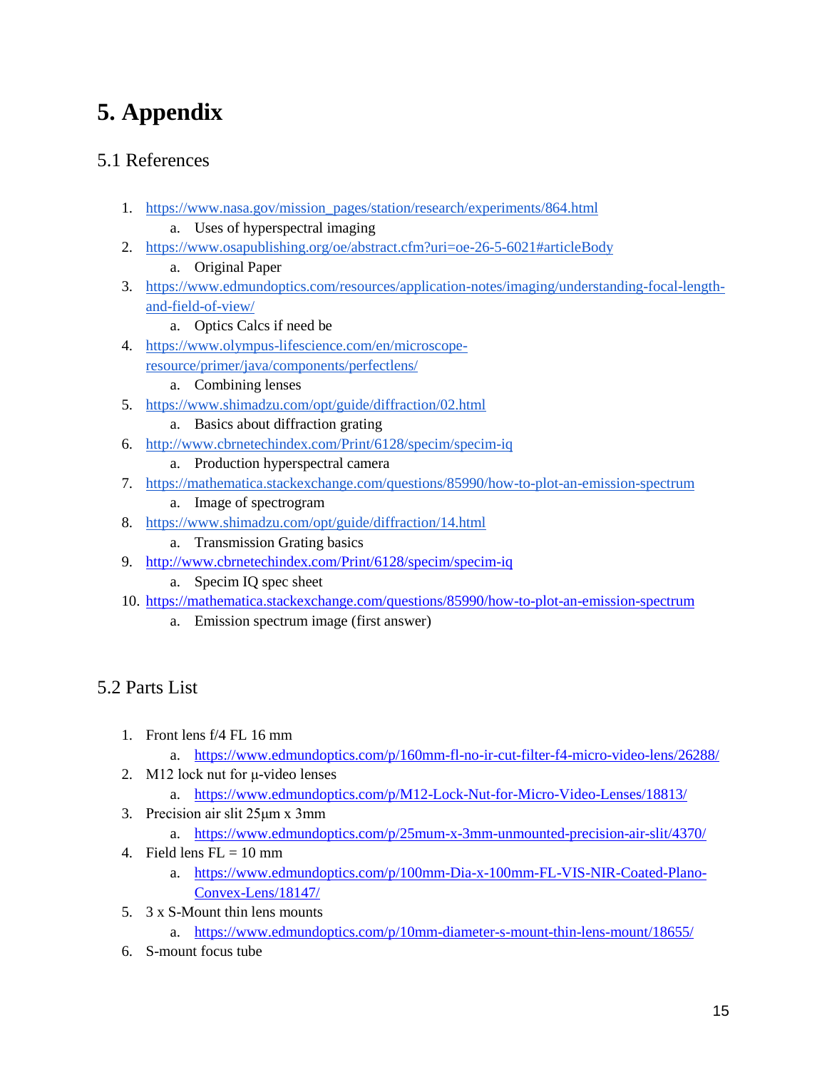# 5. Appendix

## 5.1 References

1. https://www.nasa.gov/mission_pages/station/research/experiments/864.html
   a. Uses of hyperspectral imaging
2. https://www.osapublishing.org/oe/abstract.cfm?uri=oe-26-5-6021#articleBody
   a. Original Paper
3. https://www.edmundoptics.com/resources/application-notes/imaging/understanding-focal-length-and-field-of-view/
   a. Optics Calcs if need be
4. https://www.olympus-lifescience.com/en/microscope-resource/primer/java/components/perfectlens/
   a. Combining lenses
5. https://www.shimadzu.com/opt/guide/diffraction/02.html
   a. Basics about diffraction grating
6. http://www.cbrnetechindex.com/Print/6128/specim/specim-iq
   a. Production hyperspectral camera
7. https://mathematica.stackexchange.com/questions/85990/how-to-plot-an-emission-spectrum
   a. Image of spectrogram
8. https://www.shimadzu.com/opt/guide/diffraction/14.html
   a. Transmission Grating basics
9. http://www.cbrnetechindex.com/Print/6128/specim/specim-iq
   a. Specim IQ spec sheet
10. https://mathematica.stackexchange.com/questions/85990/how-to-plot-an-emission-spectrum
    a. Emission spectrum image (first answer)

## 5.2 Parts List

1. Front lens f/4 FL 16 mm
   a. https://www.edmundoptics.com/p/160mm-fl-no-ir-cut-filter-f4-micro-video-lens/26288/
2. M12 lock nut for µ-video lenses
   a. https://www.edmundoptics.com/p/M12-Lock-Nut-for-Micro-Video-Lenses/18813/
3. Precision air slit 25µm x 3mm
   a. https://www.edmundoptics.com/p/25mum-x-3mm-unmounted-precision-air-slit/4370/
4. Field lens FL = 10 mm
   a. https://www.edmundoptics.com/p/100mm-Dia-x-100mm-FL-VIS-NIR-Coated-Plano-Convex-Lens/18147/
5. 3 x S-Mount thin lens mounts
   a. https://www.edmundoptics.com/p/10mm-diameter-s-mount-thin-lens-mount/18655/
6. S-mount focus tube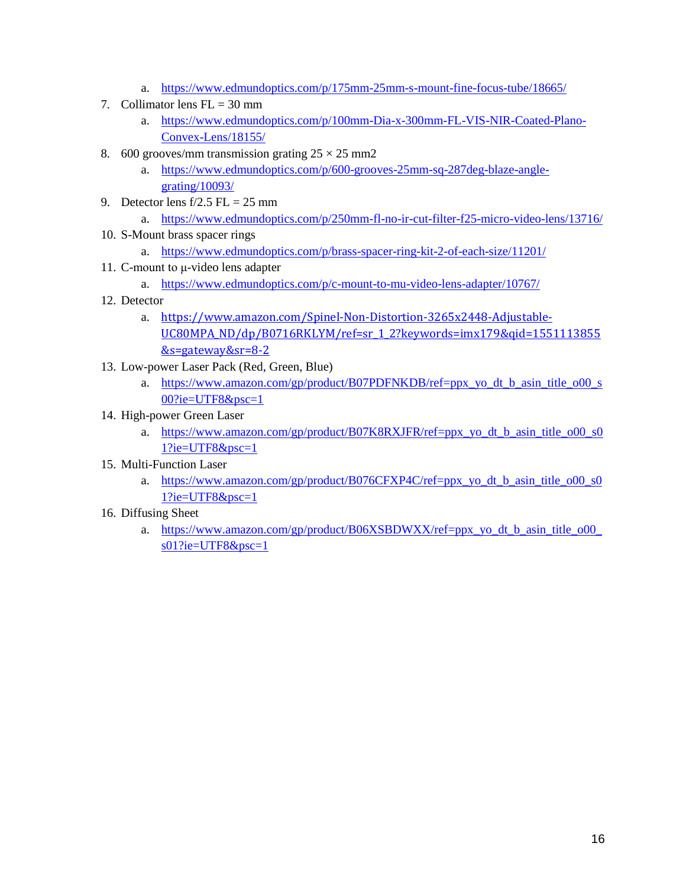a. https://www.edmundoptics.com/p/175mm-25mm-s-mount-fine-focus-tube/18665/

7. Collimator lens FL = 30 mm
   a. https://www.edmundoptics.com/p/100mm-Dia-x-300mm-FL-VIS-NIR-Coated-Plano-Convex-Lens/18155/
8. 600 grooves/mm transmission grating 25 × 25 mm2
   a. https://www.edmundoptics.com/p/600-grooves-25mm-sq-287deg-blaze-angle-grating/10093/
9. Detector lens f/2.5 FL = 25 mm
   a. https://www.edmundoptics.com/p/250mm-fl-no-ir-cut-filter-f25-micro-video-lens/13716/
10. S-Mount brass spacer rings
    a. https://www.edmundoptics.com/p/brass-spacer-ring-kit-2-of-each-size/11201/
11. C-mount to μ-video lens adapter
    a. https://www.edmundoptics.com/p/c-mount-to-mu-video-lens-adapter/10767/
12. Detector
    a. https://www.amazon.com/Spinel-Non-Distortion-3265x2448-Adjustable-UC80MPA_ND/dp/B0716RKLYM/ref=sr_1_2?keywords=imx179&qid=1551113855&s=gateway&sr=8-2
13. Low-power Laser Pack (Red, Green, Blue)
    a. https://www.amazon.com/gp/product/B07PDFNKDB/ref=ppx_yo_dt_b_asin_title_o00_s00?ie=UTF8&psc=1
14. High-power Green Laser
    a. https://www.amazon.com/gp/product/B07K8RXJFR/ref=ppx_yo_dt_b_asin_title_o00_s01?ie=UTF8&psc=1
15. Multi-Function Laser
    a. https://www.amazon.com/gp/product/B076CFXP4C/ref=ppx_yo_dt_b_asin_title_o00_s01?ie=UTF8&psc=1
16. Diffusing Sheet
    a. https://www.amazon.com/gp/product/B06XSBDWXX/ref=ppx_yo_dt_b_asin_title_o00_s01?ie=UTF8&psc=1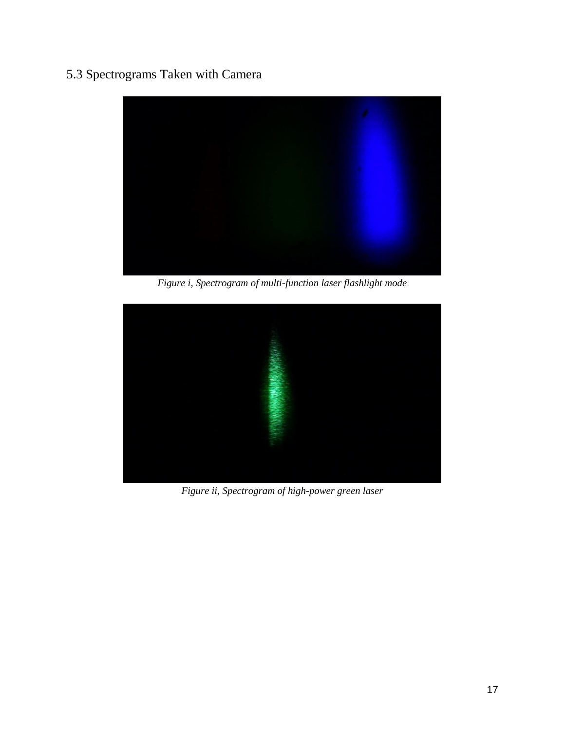## 5.3 Spectrograms Taken with Camera

*Figure i, Spectrogram of multi-function laser flashlight mode*

*Figure ii, Spectrogram of high-power green laser*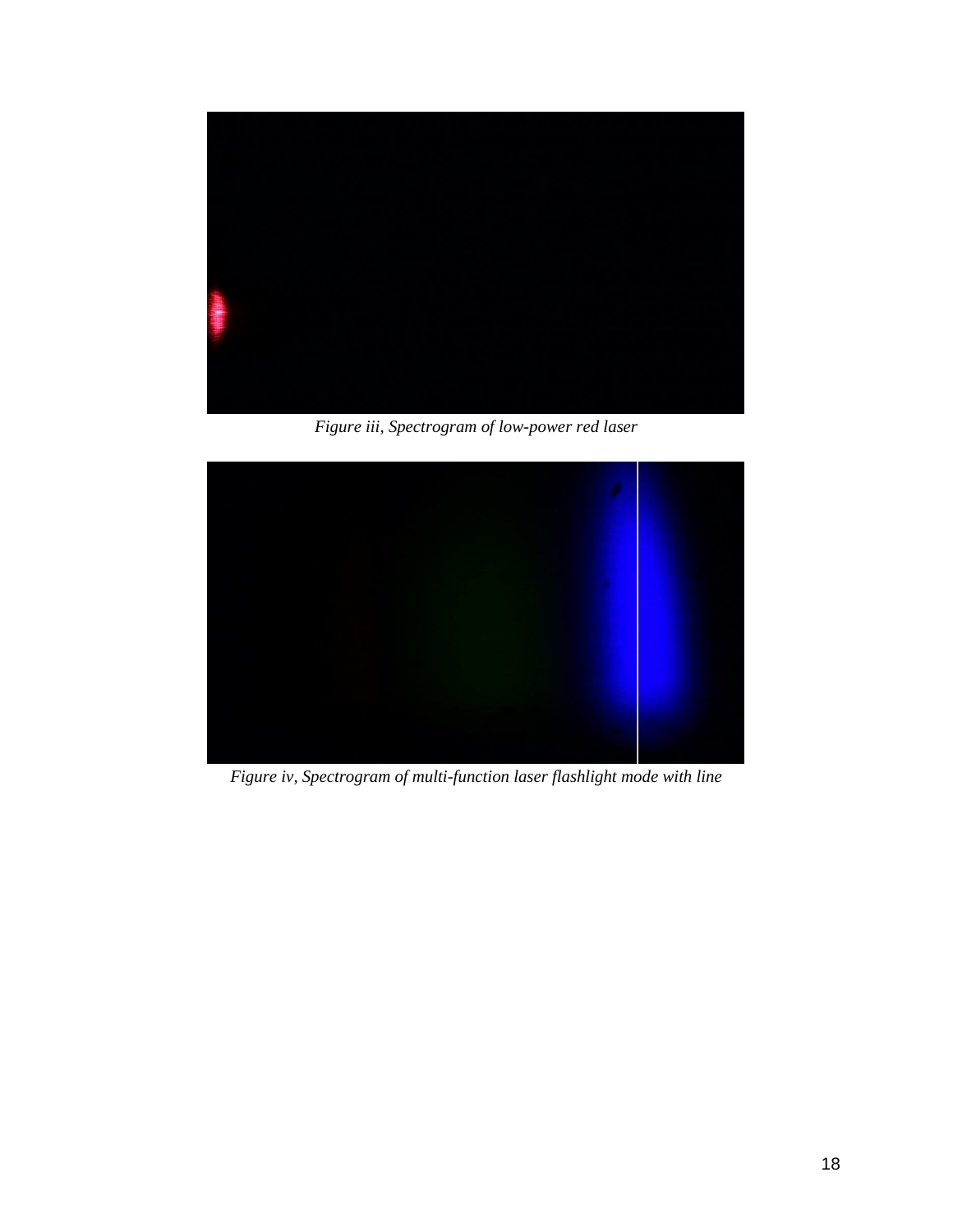*Figure iii, Spectrogram of low-power red laser*

*Figure iv, Spectrogram of multi-function laser flashlight mode with line*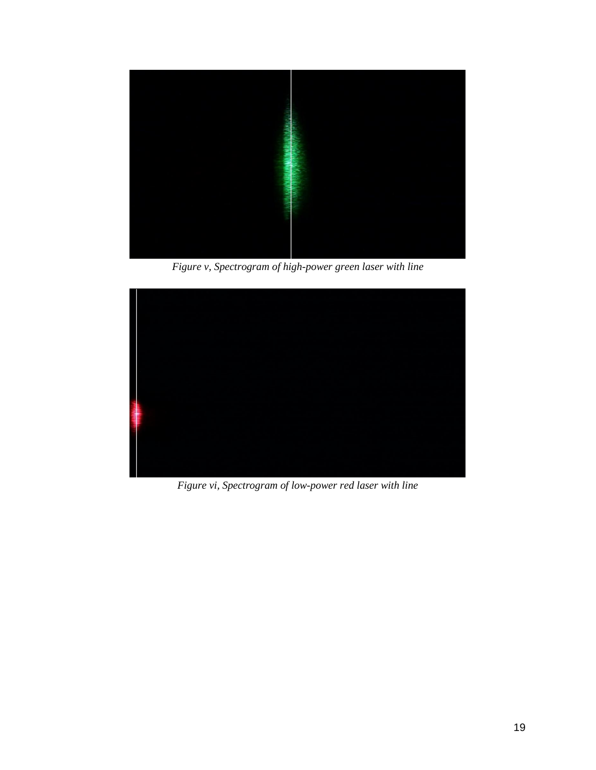*Figure v, Spectrogram of high-power green laser with line*

*Figure vi, Spectrogram of low-power red laser with line*